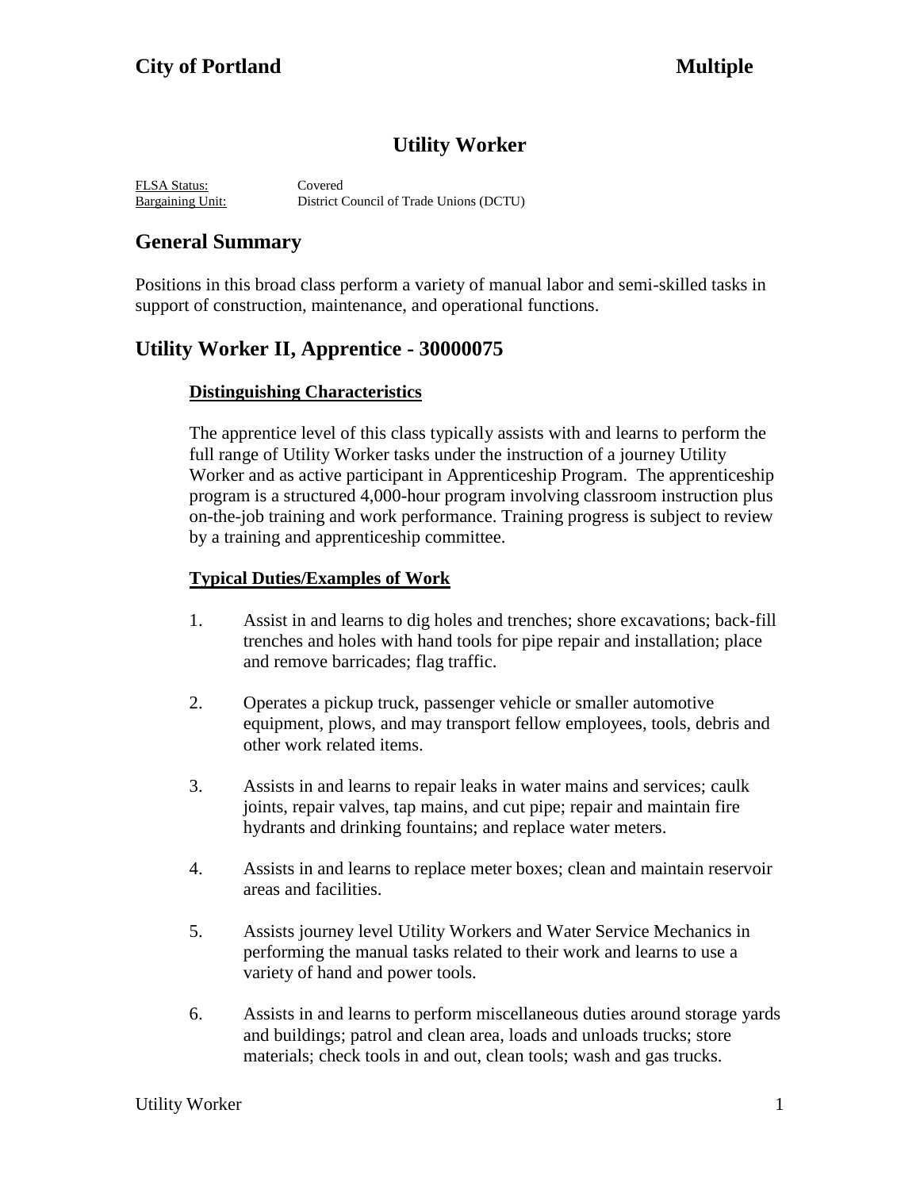**City of Portland** **Multiple**

# Utility Worker

FLSA Status: Covered
Bargaining Unit: District Council of Trade Unions (DCTU)

## General Summary

Positions in this broad class perform a variety of manual labor and semi-skilled tasks in support of construction, maintenance, and operational functions.

## Utility Worker II, Apprentice - 30000075

### Distinguishing Characteristics

The apprentice level of this class typically assists with and learns to perform the full range of Utility Worker tasks under the instruction of a journey Utility Worker and as active participant in Apprenticeship Program. The apprenticeship program is a structured 4,000-hour program involving classroom instruction plus on-the-job training and work performance. Training progress is subject to review by a training and apprenticeship committee.

### Typical Duties/Examples of Work

1. Assist in and learns to dig holes and trenches; shore excavations; back-fill trenches and holes with hand tools for pipe repair and installation; place and remove barricades; flag traffic.

2. Operates a pickup truck, passenger vehicle or smaller automotive equipment, plows, and may transport fellow employees, tools, debris and other work related items.

3. Assists in and learns to repair leaks in water mains and services; caulk joints, repair valves, tap mains, and cut pipe; repair and maintain fire hydrants and drinking fountains; and replace water meters.

4. Assists in and learns to replace meter boxes; clean and maintain reservoir areas and facilities.

5. Assists journey level Utility Workers and Water Service Mechanics in performing the manual tasks related to their work and learns to use a variety of hand and power tools.

6. Assists in and learns to perform miscellaneous duties around storage yards and buildings; patrol and clean area, loads and unloads trucks; store materials; check tools in and out, clean tools; wash and gas trucks.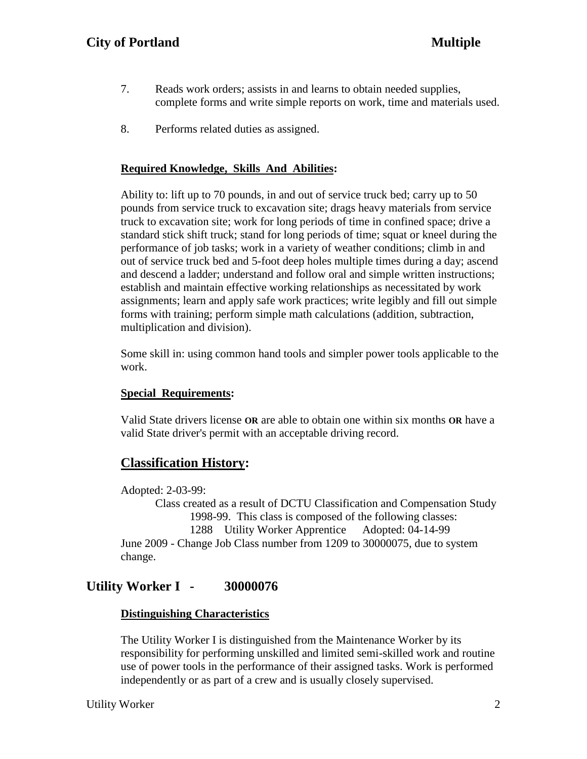7. Reads work orders; assists in and learns to obtain needed supplies, complete forms and write simple reports on work, time and materials used.

8. Performs related duties as assigned.

**Required Knowledge, Skills And Abilities:**

Ability to: lift up to 70 pounds, in and out of service truck bed; carry up to 50 pounds from service truck to excavation site; drags heavy materials from service truck to excavation site; work for long periods of time in confined space; drive a standard stick shift truck; stand for long periods of time; squat or kneel during the performance of job tasks; work in a variety of weather conditions; climb in and out of service truck bed and 5-foot deep holes multiple times during a day; ascend and descend a ladder; understand and follow oral and simple written instructions; establish and maintain effective working relationships as necessitated by work assignments; learn and apply safe work practices; write legibly and fill out simple forms with training; perform simple math calculations (addition, subtraction, multiplication and division).

Some skill in: using common hand tools and simpler power tools applicable to the work.

**Special Requirements:**

Valid State drivers license **OR** are able to obtain one within six months **OR** have a valid State driver's permit with an acceptable driving record.

## Classification History:

Adopted: 2-03-99:
Class created as a result of DCTU Classification and Compensation Study 1998-99. This class is composed of the following classes:
1288 Utility Worker Apprentice Adopted: 04-14-99
June 2009 - Change Job Class number from 1209 to 30000075, due to system change.

## Utility Worker I - 30000076

**Distinguishing Characteristics**

The Utility Worker I is distinguished from the Maintenance Worker by its responsibility for performing unskilled and limited semi-skilled work and routine use of power tools in the performance of their assigned tasks. Work is performed independently or as part of a crew and is usually closely supervised.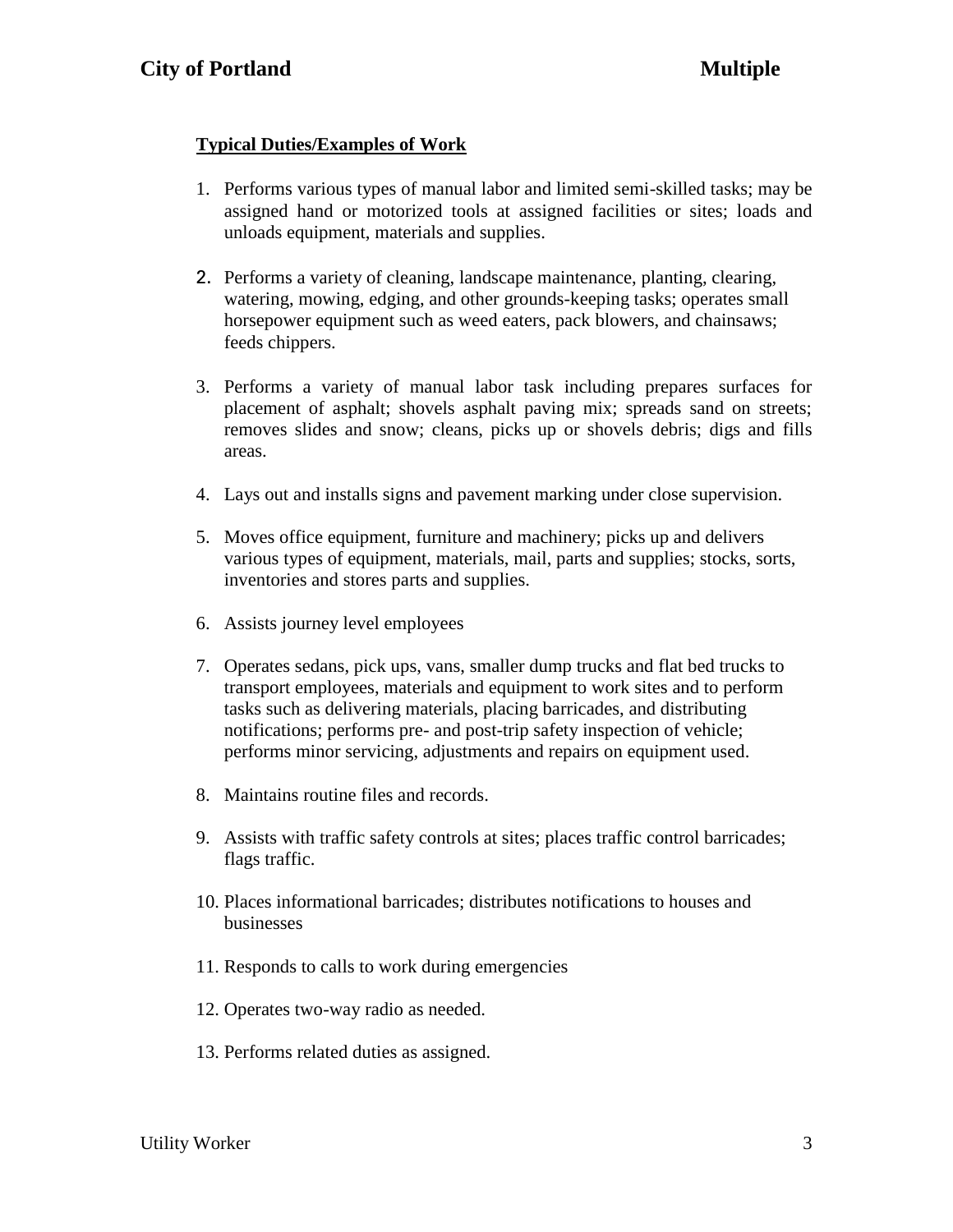**Typical Duties/Examples of Work**

1. Performs various types of manual labor and limited semi-skilled tasks; may be assigned hand or motorized tools at assigned facilities or sites; loads and unloads equipment, materials and supplies.
2. Performs a variety of cleaning, landscape maintenance, planting, clearing, watering, mowing, edging, and other grounds-keeping tasks; operates small horsepower equipment such as weed eaters, pack blowers, and chainsaws; feeds chippers.
3. Performs a variety of manual labor task including prepares surfaces for placement of asphalt; shovels asphalt paving mix; spreads sand on streets; removes slides and snow; cleans, picks up or shovels debris; digs and fills areas.
4. Lays out and installs signs and pavement marking under close supervision.
5. Moves office equipment, furniture and machinery; picks up and delivers various types of equipment, materials, mail, parts and supplies; stocks, sorts, inventories and stores parts and supplies.
6. Assists journey level employees
7. Operates sedans, pick ups, vans, smaller dump trucks and flat bed trucks to transport employees, materials and equipment to work sites and to perform tasks such as delivering materials, placing barricades, and distributing notifications; performs pre- and post-trip safety inspection of vehicle; performs minor servicing, adjustments and repairs on equipment used.
8. Maintains routine files and records.
9. Assists with traffic safety controls at sites; places traffic control barricades; flags traffic.
10. Places informational barricades; distributes notifications to houses and businesses
11. Responds to calls to work during emergencies
12. Operates two-way radio as needed.
13. Performs related duties as assigned.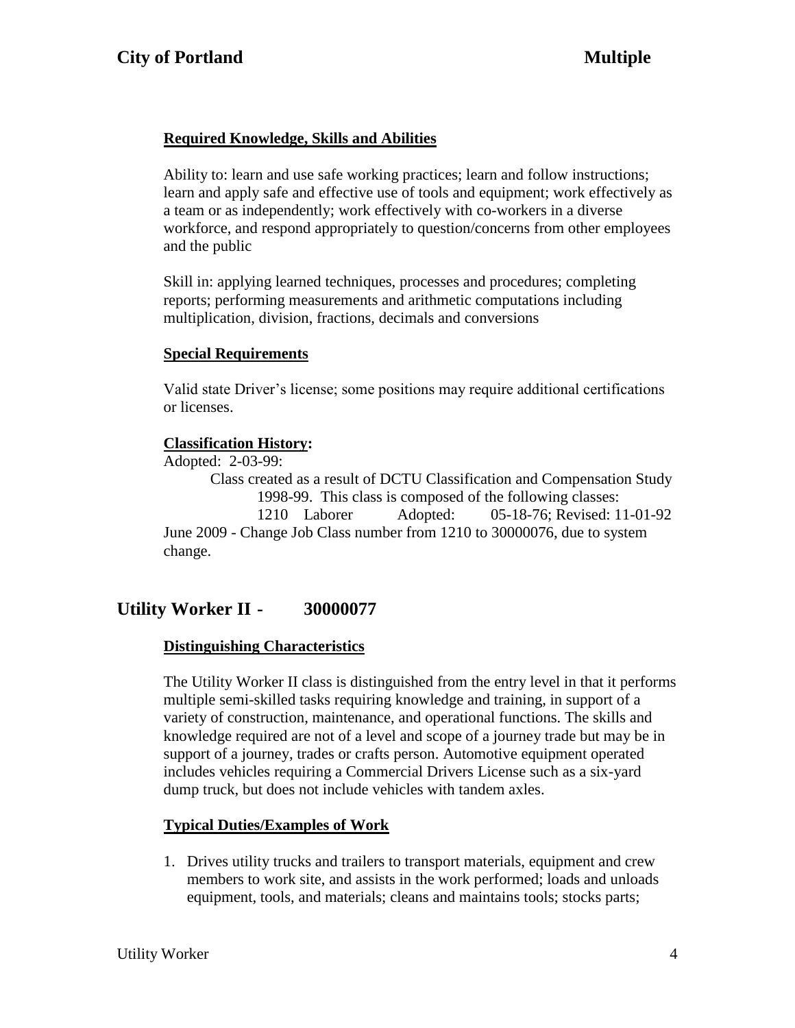### Required Knowledge, Skills and Abilities

Ability to: learn and use safe working practices; learn and follow instructions; learn and apply safe and effective use of tools and equipment; work effectively as a team or as independently; work effectively with co-workers in a diverse workforce, and respond appropriately to question/concerns from other employees and the public

Skill in: applying learned techniques, processes and procedures; completing reports; performing measurements and arithmetic computations including multiplication, division, fractions, decimals and conversions

### Special Requirements

Valid state Driver's license; some positions may require additional certifications or licenses.

### Classification History:

Adopted: 2-03-99:

Class created as a result of DCTU Classification and Compensation Study 1998-99. This class is composed of the following classes:

1210 Laborer Adopted: 05-18-76; Revised: 11-01-92

June 2009 - Change Job Class number from 1210 to 30000076, due to system change.

## Utility Worker II - 30000077

### Distinguishing Characteristics

The Utility Worker II class is distinguished from the entry level in that it performs multiple semi-skilled tasks requiring knowledge and training, in support of a variety of construction, maintenance, and operational functions. The skills and knowledge required are not of a level and scope of a journey trade but may be in support of a journey, trades or crafts person. Automotive equipment operated includes vehicles requiring a Commercial Drivers License such as a six-yard dump truck, but does not include vehicles with tandem axles.

### Typical Duties/Examples of Work

1. Drives utility trucks and trailers to transport materials, equipment and crew members to work site, and assists in the work performed; loads and unloads equipment, tools, and materials; cleans and maintains tools; stocks parts;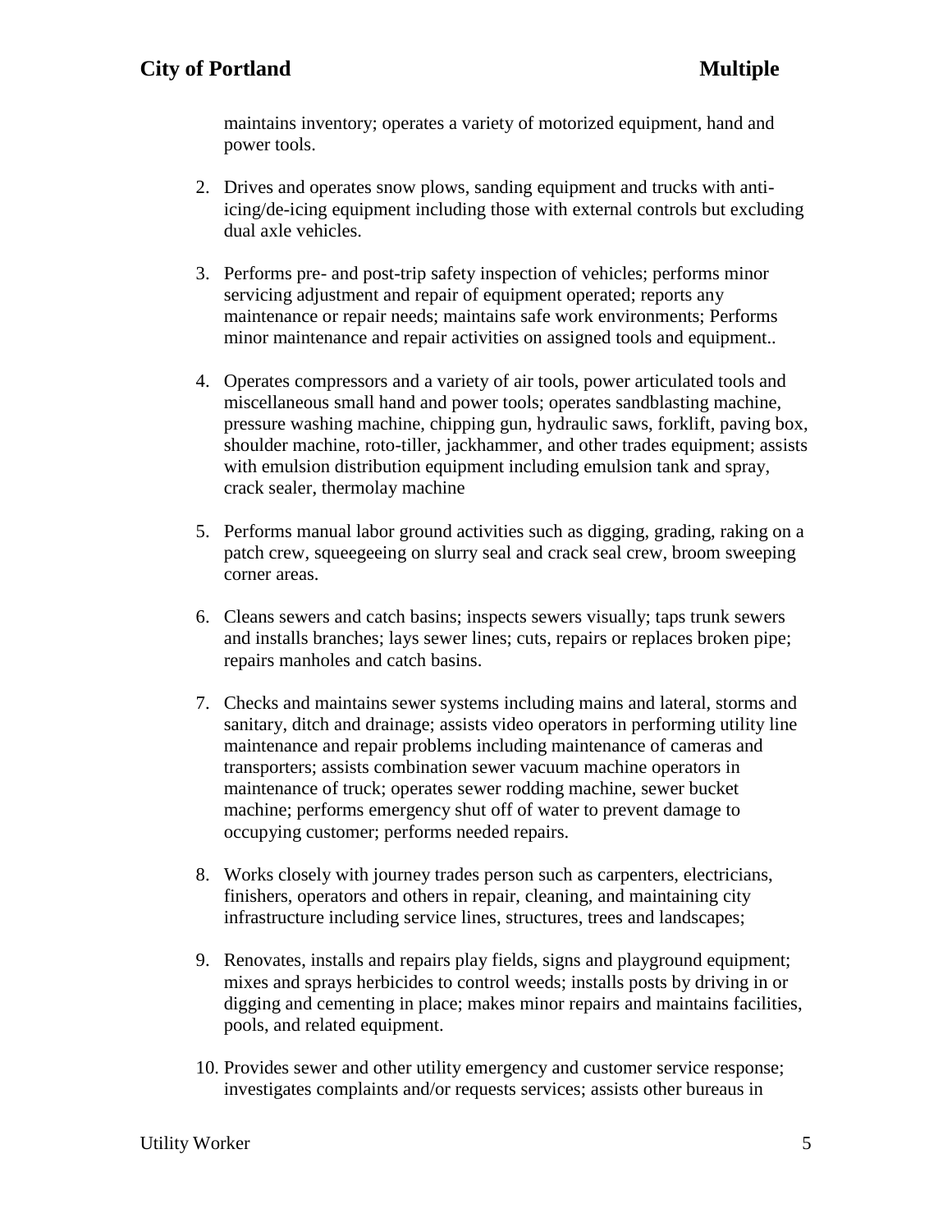maintains inventory; operates a variety of motorized equipment, hand and power tools.

2. Drives and operates snow plows, sanding equipment and trucks with anti-icing/de-icing equipment including those with external controls but excluding dual axle vehicles.

3. Performs pre- and post-trip safety inspection of vehicles; performs minor servicing adjustment and repair of equipment operated; reports any maintenance or repair needs; maintains safe work environments; Performs minor maintenance and repair activities on assigned tools and equipment..

4. Operates compressors and a variety of air tools, power articulated tools and miscellaneous small hand and power tools; operates sandblasting machine, pressure washing machine, chipping gun, hydraulic saws, forklift, paving box, shoulder machine, roto-tiller, jackhammer, and other trades equipment; assists with emulsion distribution equipment including emulsion tank and spray, crack sealer, thermolay machine

5. Performs manual labor ground activities such as digging, grading, raking on a patch crew, squeegeeing on slurry seal and crack seal crew, broom sweeping corner areas.

6. Cleans sewers and catch basins; inspects sewers visually; taps trunk sewers and installs branches; lays sewer lines; cuts, repairs or replaces broken pipe; repairs manholes and catch basins.

7. Checks and maintains sewer systems including mains and lateral, storms and sanitary, ditch and drainage; assists video operators in performing utility line maintenance and repair problems including maintenance of cameras and transporters; assists combination sewer vacuum machine operators in maintenance of truck; operates sewer rodding machine, sewer bucket machine; performs emergency shut off of water to prevent damage to occupying customer; performs needed repairs.

8. Works closely with journey trades person such as carpenters, electricians, finishers, operators and others in repair, cleaning, and maintaining city infrastructure including service lines, structures, trees and landscapes;

9. Renovates, installs and repairs play fields, signs and playground equipment; mixes and sprays herbicides to control weeds; installs posts by driving in or digging and cementing in place; makes minor repairs and maintains facilities, pools, and related equipment.

10. Provides sewer and other utility emergency and customer service response; investigates complaints and/or requests services; assists other bureaus in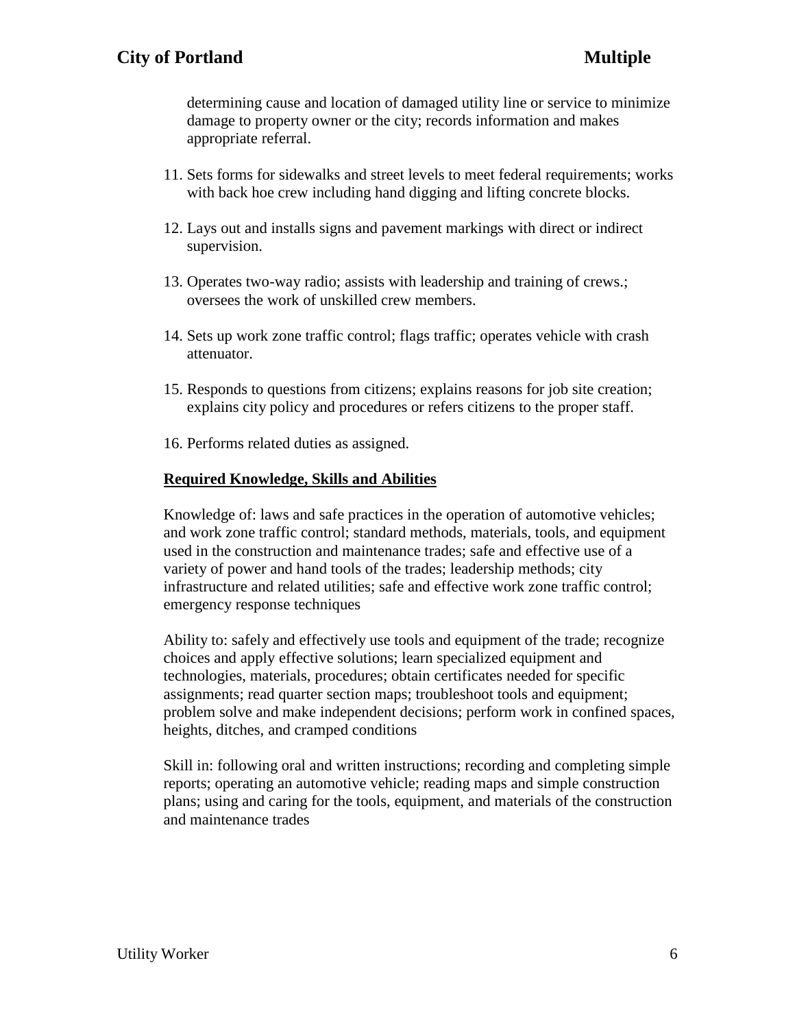determining cause and location of damaged utility line or service to minimize damage to property owner or the city; records information and makes appropriate referral.

11. Sets forms for sidewalks and street levels to meet federal requirements; works with back hoe crew including hand digging and lifting concrete blocks.

12. Lays out and installs signs and pavement markings with direct or indirect supervision.

13. Operates two-way radio; assists with leadership and training of crews.; oversees the work of unskilled crew members.

14. Sets up work zone traffic control; flags traffic; operates vehicle with crash attenuator.

15. Responds to questions from citizens; explains reasons for job site creation; explains city policy and procedures or refers citizens to the proper staff.

16. Performs related duties as assigned.

**Required Knowledge, Skills and Abilities**

Knowledge of: laws and safe practices in the operation of automotive vehicles; and work zone traffic control; standard methods, materials, tools, and equipment used in the construction and maintenance trades; safe and effective use of a variety of power and hand tools of the trades; leadership methods; city infrastructure and related utilities; safe and effective work zone traffic control; emergency response techniques

Ability to: safely and effectively use tools and equipment of the trade; recognize choices and apply effective solutions; learn specialized equipment and technologies, materials, procedures; obtain certificates needed for specific assignments; read quarter section maps; troubleshoot tools and equipment; problem solve and make independent decisions; perform work in confined spaces, heights, ditches, and cramped conditions

Skill in: following oral and written instructions; recording and completing simple reports; operating an automotive vehicle; reading maps and simple construction plans; using and caring for the tools, equipment, and materials of the construction and maintenance trades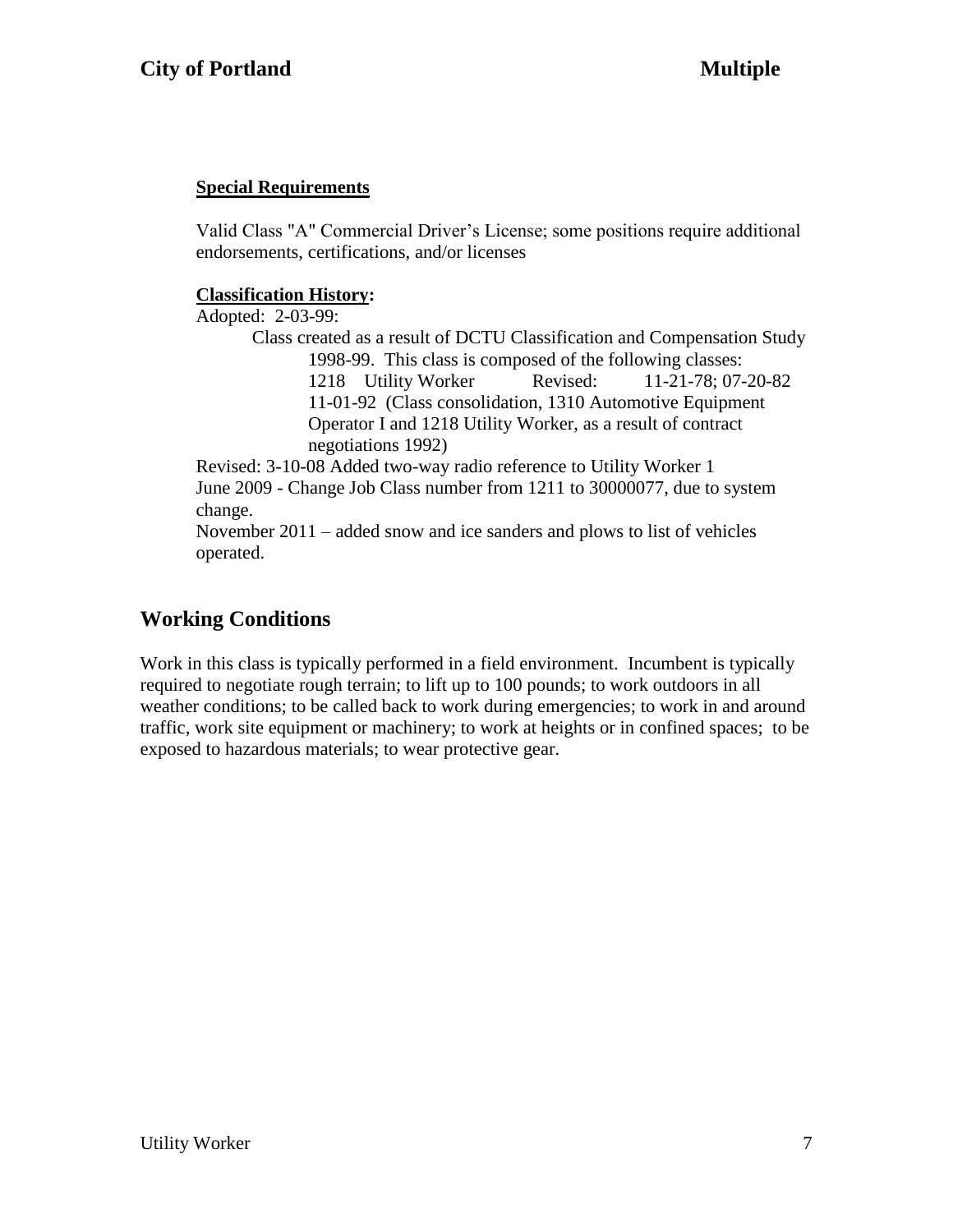**Special Requirements**

Valid Class "A" Commercial Driver's License; some positions require additional endorsements, certifications, and/or licenses

**Classification History:**

Adopted: 2-03-99:

Class created as a result of DCTU Classification and Compensation Study 1998-99. This class is composed of the following classes:

1218 Utility Worker Revised: 11-21-78; 07-20-82

11-01-92 (Class consolidation, 1310 Automotive Equipment Operator I and 1218 Utility Worker, as a result of contract negotiations 1992)

Revised: 3-10-08 Added two-way radio reference to Utility Worker 1

June 2009 - Change Job Class number from 1211 to 30000077, due to system change.

November 2011 – added snow and ice sanders and plows to list of vehicles operated.

## Working Conditions

Work in this class is typically performed in a field environment. Incumbent is typically required to negotiate rough terrain; to lift up to 100 pounds; to work outdoors in all weather conditions; to be called back to work during emergencies; to work in and around traffic, work site equipment or machinery; to work at heights or in confined spaces; to be exposed to hazardous materials; to wear protective gear.